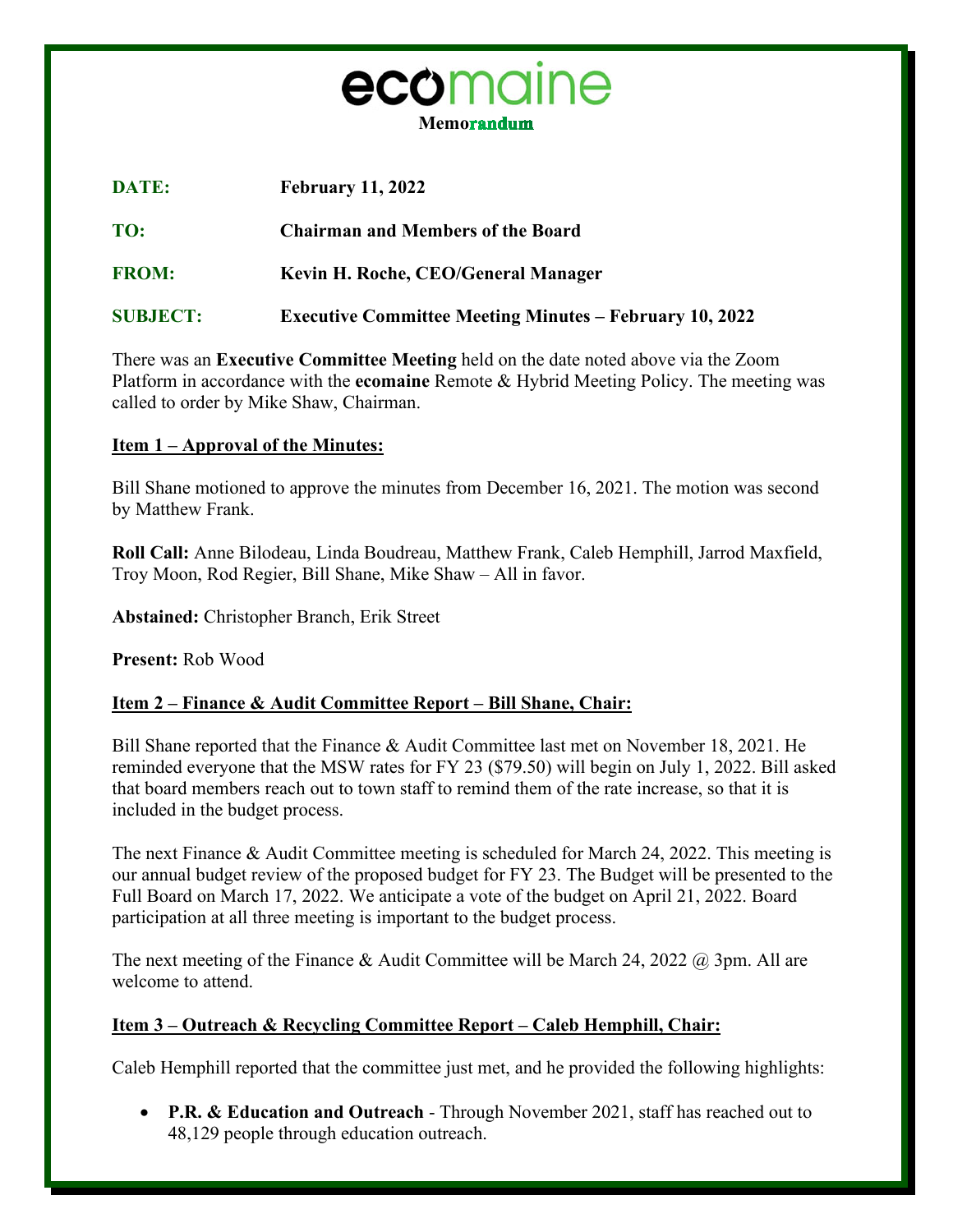# ecomaine

**Memorandum**

**DATE:** **February 11, 2022**

**TO:** **Chairman and Members of the Board**

**FROM:** **Kevin H. Roche, CEO/General Manager**

**SUBJECT:** **Executive Committee Meeting Minutes – February 10, 2022**

There was an **Executive Committee Meeting** held on the date noted above via the Zoom Platform in accordance with the **ecomaine** Remote & Hybrid Meeting Policy. The meeting was called to order by Mike Shaw, Chairman.

**Item 1 – Approval of the Minutes:**

Bill Shane motioned to approve the minutes from December 16, 2021. The motion was second by Matthew Frank.

**Roll Call:** Anne Bilodeau, Linda Boudreau, Matthew Frank, Caleb Hemphill, Jarrod Maxfield, Troy Moon, Rod Regier, Bill Shane, Mike Shaw – All in favor.

**Abstained:** Christopher Branch, Erik Street

**Present:** Rob Wood

**Item 2 – Finance & Audit Committee Report – Bill Shane, Chair:**

Bill Shane reported that the Finance & Audit Committee last met on November 18, 2021. He reminded everyone that the MSW rates for FY 23 ($79.50) will begin on July 1, 2022. Bill asked that board members reach out to town staff to remind them of the rate increase, so that it is included in the budget process.

The next Finance & Audit Committee meeting is scheduled for March 24, 2022. This meeting is our annual budget review of the proposed budget for FY 23. The Budget will be presented to the Full Board on March 17, 2022. We anticipate a vote of the budget on April 21, 2022. Board participation at all three meeting is important to the budget process.

The next meeting of the Finance & Audit Committee will be March 24, 2022 @ 3pm. All are welcome to attend.

**Item 3 – Outreach & Recycling Committee Report – Caleb Hemphill, Chair:**

Caleb Hemphill reported that the committee just met, and he provided the following highlights:

- **P.R. & Education and Outreach** - Through November 2021, staff has reached out to 48,129 people through education outreach.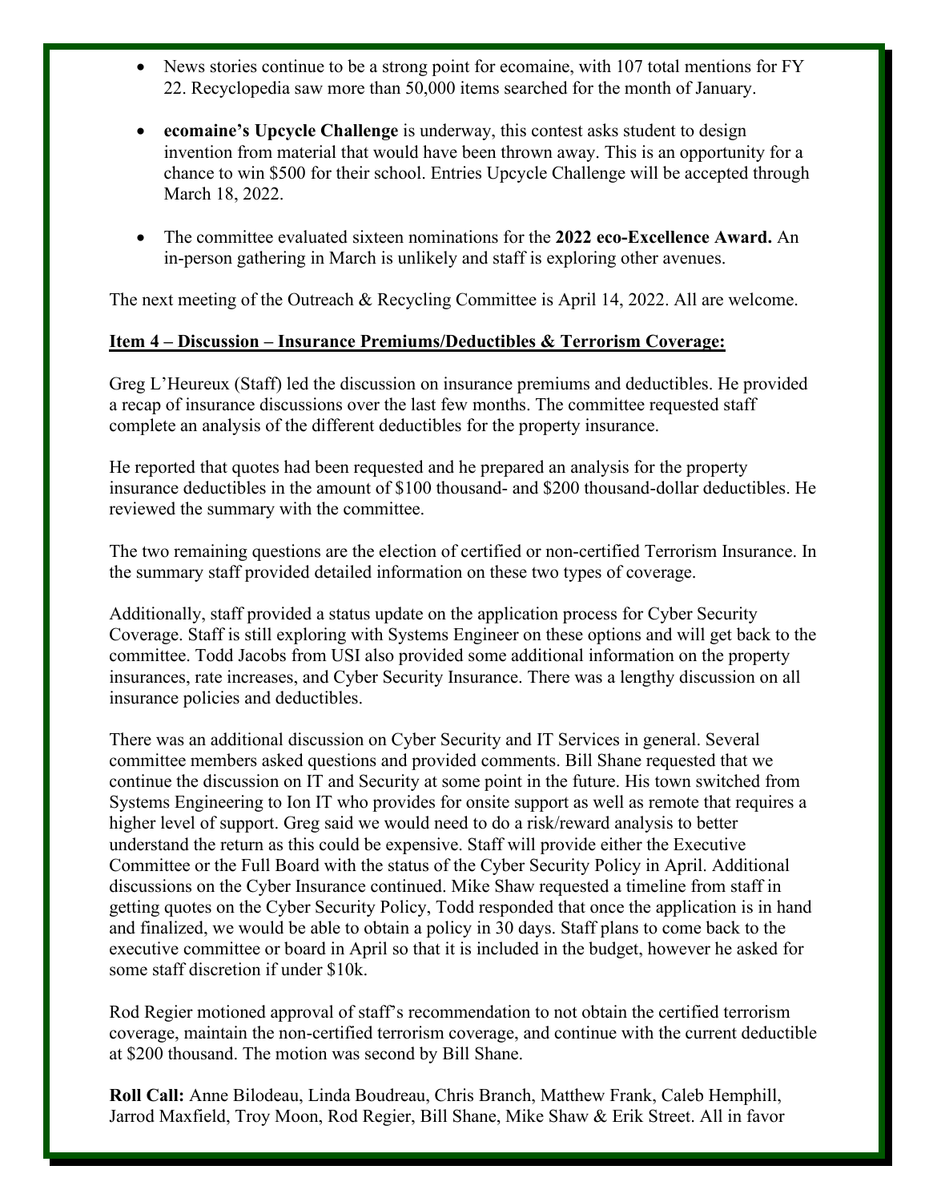- News stories continue to be a strong point for ecomaine, with 107 total mentions for FY 22. Recyclopedia saw more than 50,000 items searched for the month of January.

- **ecomaine's Upcycle Challenge** is underway, this contest asks student to design invention from material that would have been thrown away. This is an opportunity for a chance to win $500 for their school. Entries Upcycle Challenge will be accepted through March 18, 2022.

- The committee evaluated sixteen nominations for the **2022 eco-Excellence Award.** An in-person gathering in March is unlikely and staff is exploring other avenues.

The next meeting of the Outreach & Recycling Committee is April 14, 2022. All are welcome.

**Item 4 – Discussion – Insurance Premiums/Deductibles & Terrorism Coverage:**

Greg L'Heureux (Staff) led the discussion on insurance premiums and deductibles. He provided a recap of insurance discussions over the last few months. The committee requested staff complete an analysis of the different deductibles for the property insurance.

He reported that quotes had been requested and he prepared an analysis for the property insurance deductibles in the amount of $100 thousand- and $200 thousand-dollar deductibles. He reviewed the summary with the committee.

The two remaining questions are the election of certified or non-certified Terrorism Insurance. In the summary staff provided detailed information on these two types of coverage.

Additionally, staff provided a status update on the application process for Cyber Security Coverage. Staff is still exploring with Systems Engineer on these options and will get back to the committee. Todd Jacobs from USI also provided some additional information on the property insurances, rate increases, and Cyber Security Insurance. There was a lengthy discussion on all insurance policies and deductibles.

There was an additional discussion on Cyber Security and IT Services in general. Several committee members asked questions and provided comments. Bill Shane requested that we continue the discussion on IT and Security at some point in the future. His town switched from Systems Engineering to Ion IT who provides for onsite support as well as remote that requires a higher level of support. Greg said we would need to do a risk/reward analysis to better understand the return as this could be expensive. Staff will provide either the Executive Committee or the Full Board with the status of the Cyber Security Policy in April. Additional discussions on the Cyber Insurance continued. Mike Shaw requested a timeline from staff in getting quotes on the Cyber Security Policy, Todd responded that once the application is in hand and finalized, we would be able to obtain a policy in 30 days. Staff plans to come back to the executive committee or board in April so that it is included in the budget, however he asked for some staff discretion if under $10k.

Rod Regier motioned approval of staff's recommendation to not obtain the certified terrorism coverage, maintain the non-certified terrorism coverage, and continue with the current deductible at $200 thousand. The motion was second by Bill Shane.

**Roll Call:** Anne Bilodeau, Linda Boudreau, Chris Branch, Matthew Frank, Caleb Hemphill, Jarrod Maxfield, Troy Moon, Rod Regier, Bill Shane, Mike Shaw & Erik Street. All in favor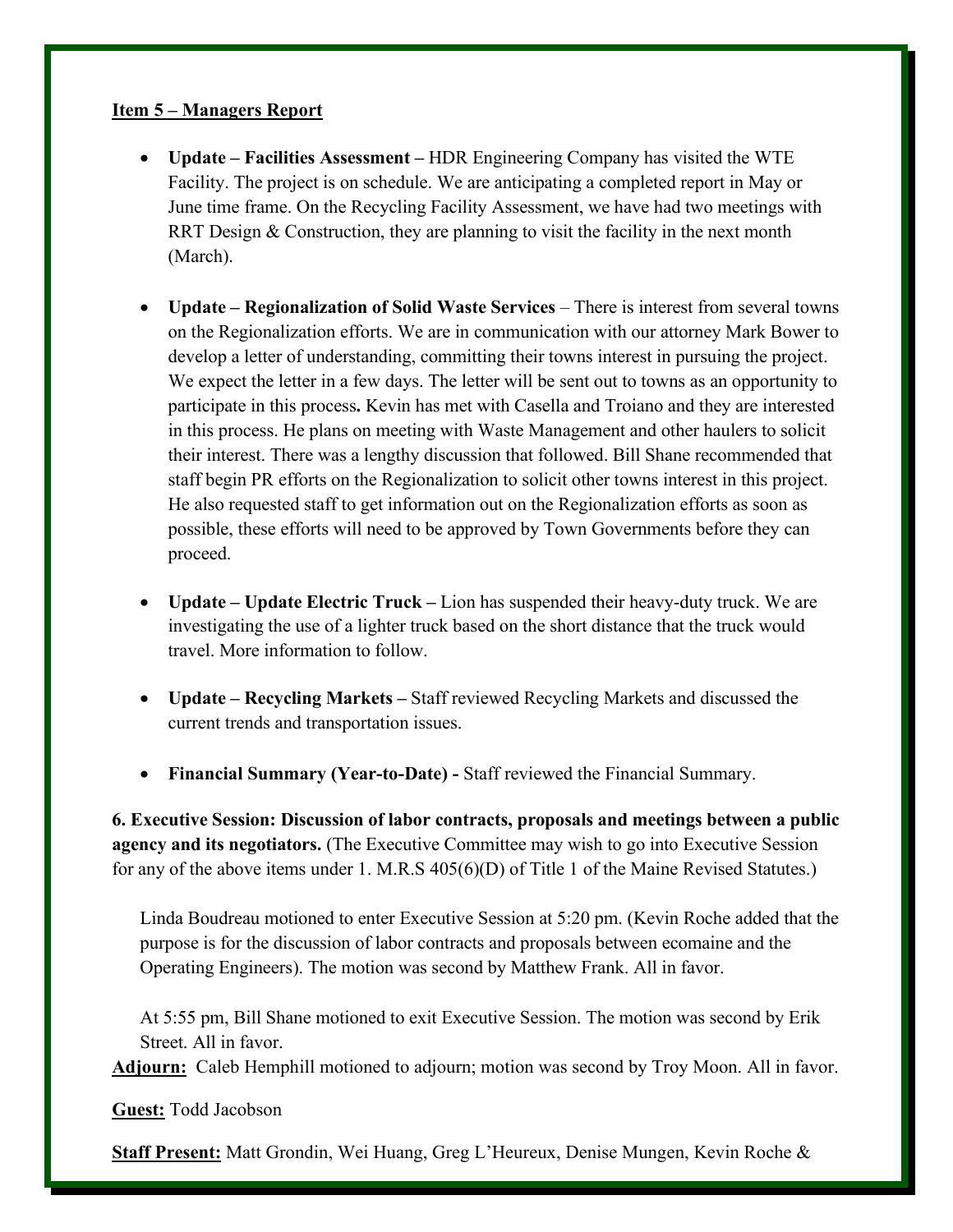**Item 5 – Managers Report**

- **Update – Facilities Assessment –** HDR Engineering Company has visited the WTE Facility. The project is on schedule. We are anticipating a completed report in May or June time frame. On the Recycling Facility Assessment, we have had two meetings with RRT Design & Construction, they are planning to visit the facility in the next month (March).

- **Update – Regionalization of Solid Waste Services** – There is interest from several towns on the Regionalization efforts. We are in communication with our attorney Mark Bower to develop a letter of understanding, committing their towns interest in pursuing the project. We expect the letter in a few days. The letter will be sent out to towns as an opportunity to participate in this process**.** Kevin has met with Casella and Troiano and they are interested in this process. He plans on meeting with Waste Management and other haulers to solicit their interest. There was a lengthy discussion that followed. Bill Shane recommended that staff begin PR efforts on the Regionalization to solicit other towns interest in this project. He also requested staff to get information out on the Regionalization efforts as soon as possible, these efforts will need to be approved by Town Governments before they can proceed.

- **Update – Update Electric Truck –** Lion has suspended their heavy-duty truck. We are investigating the use of a lighter truck based on the short distance that the truck would travel. More information to follow.

- **Update – Recycling Markets –** Staff reviewed Recycling Markets and discussed the current trends and transportation issues.

- **Financial Summary (Year-to-Date) -** Staff reviewed the Financial Summary.

**6. Executive Session: Discussion of labor contracts, proposals and meetings between a public agency and its negotiators.** (The Executive Committee may wish to go into Executive Session for any of the above items under 1. M.R.S 405(6)(D) of Title 1 of the Maine Revised Statutes.)

Linda Boudreau motioned to enter Executive Session at 5:20 pm. (Kevin Roche added that the purpose is for the discussion of labor contracts and proposals between ecomaine and the Operating Engineers). The motion was second by Matthew Frank. All in favor.

At 5:55 pm, Bill Shane motioned to exit Executive Session. The motion was second by Erik Street. All in favor.

**Adjourn:** Caleb Hemphill motioned to adjourn; motion was second by Troy Moon. All in favor.

**Guest:** Todd Jacobson

**Staff Present:** Matt Grondin, Wei Huang, Greg L'Heureux, Denise Mungen, Kevin Roche &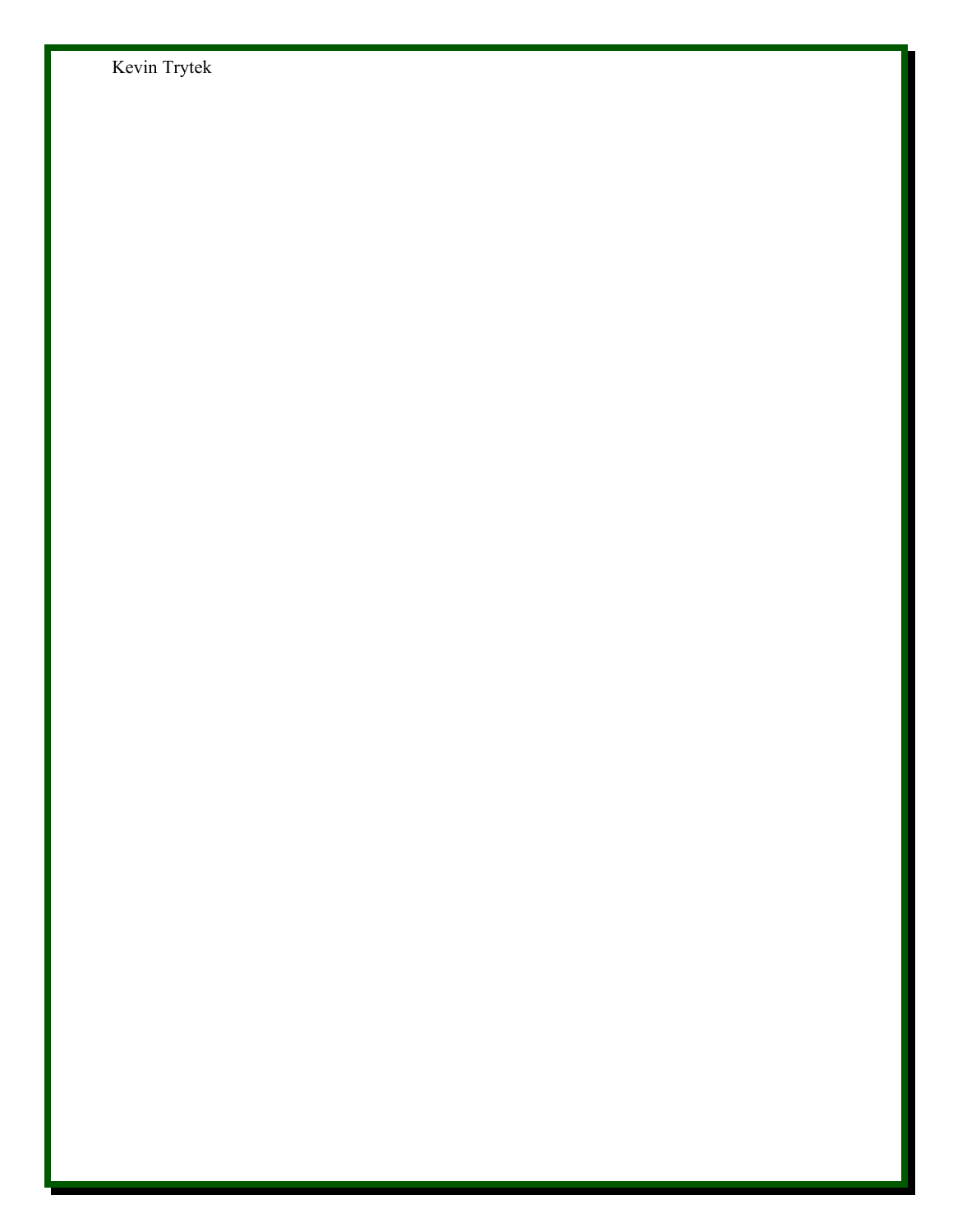Kevin Trytek